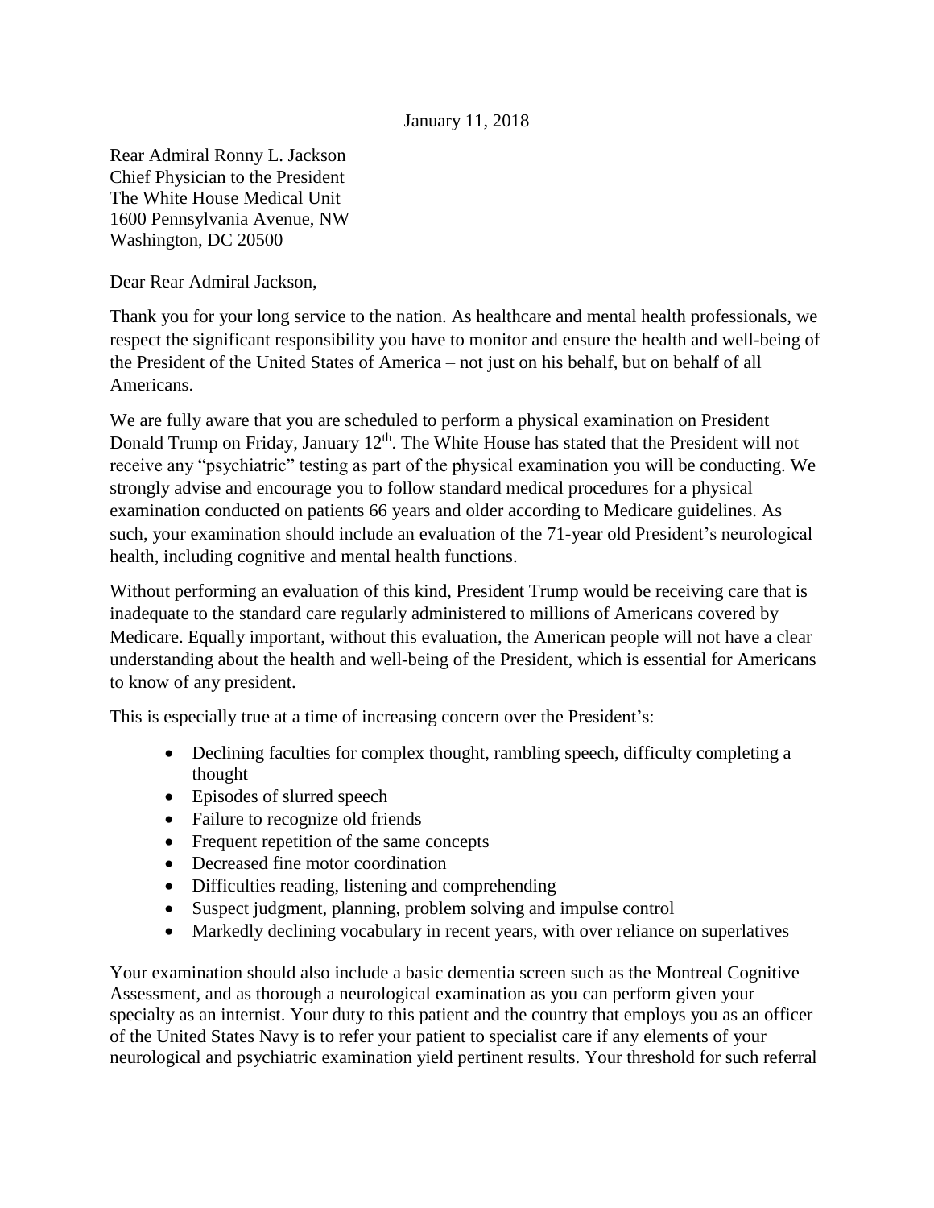January 11, 2018

Rear Admiral Ronny L. Jackson
Chief Physician to the President
The White House Medical Unit
1600 Pennsylvania Avenue, NW
Washington, DC 20500

Dear Rear Admiral Jackson,

Thank you for your long service to the nation. As healthcare and mental health professionals, we respect the significant responsibility you have to monitor and ensure the health and well-being of the President of the United States of America – not just on his behalf, but on behalf of all Americans.

We are fully aware that you are scheduled to perform a physical examination on President Donald Trump on Friday, January 12th. The White House has stated that the President will not receive any "psychiatric" testing as part of the physical examination you will be conducting. We strongly advise and encourage you to follow standard medical procedures for a physical examination conducted on patients 66 years and older according to Medicare guidelines. As such, your examination should include an evaluation of the 71-year old President's neurological health, including cognitive and mental health functions.

Without performing an evaluation of this kind, President Trump would be receiving care that is inadequate to the standard care regularly administered to millions of Americans covered by Medicare. Equally important, without this evaluation, the American people will not have a clear understanding about the health and well-being of the President, which is essential for Americans to know of any president.

This is especially true at a time of increasing concern over the President's:

- Declining faculties for complex thought, rambling speech, difficulty completing a thought
- Episodes of slurred speech
- Failure to recognize old friends
- Frequent repetition of the same concepts
- Decreased fine motor coordination
- Difficulties reading, listening and comprehending
- Suspect judgment, planning, problem solving and impulse control
- Markedly declining vocabulary in recent years, with over reliance on superlatives

Your examination should also include a basic dementia screen such as the Montreal Cognitive Assessment, and as thorough a neurological examination as you can perform given your specialty as an internist. Your duty to this patient and the country that employs you as an officer of the United States Navy is to refer your patient to specialist care if any elements of your neurological and psychiatric examination yield pertinent results. Your threshold for such referral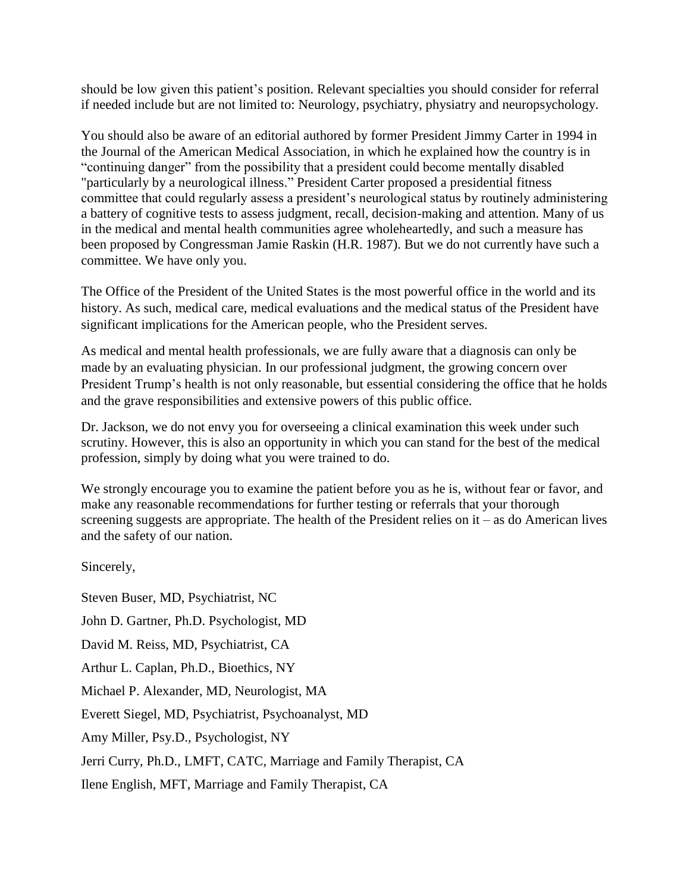should be low given this patient's position. Relevant specialties you should consider for referral if needed include but are not limited to: Neurology, psychiatry, physiatry and neuropsychology.

You should also be aware of an editorial authored by former President Jimmy Carter in 1994 in the Journal of the American Medical Association, in which he explained how the country is in "continuing danger" from the possibility that a president could become mentally disabled "particularly by a neurological illness." President Carter proposed a presidential fitness committee that could regularly assess a president's neurological status by routinely administering a battery of cognitive tests to assess judgment, recall, decision-making and attention. Many of us in the medical and mental health communities agree wholeheartedly, and such a measure has been proposed by Congressman Jamie Raskin (H.R. 1987). But we do not currently have such a committee. We have only you.

The Office of the President of the United States is the most powerful office in the world and its history. As such, medical care, medical evaluations and the medical status of the President have significant implications for the American people, who the President serves.

As medical and mental health professionals, we are fully aware that a diagnosis can only be made by an evaluating physician. In our professional judgment, the growing concern over President Trump's health is not only reasonable, but essential considering the office that he holds and the grave responsibilities and extensive powers of this public office.

Dr. Jackson, we do not envy you for overseeing a clinical examination this week under such scrutiny. However, this is also an opportunity in which you can stand for the best of the medical profession, simply by doing what you were trained to do.

We strongly encourage you to examine the patient before you as he is, without fear or favor, and make any reasonable recommendations for further testing or referrals that your thorough screening suggests are appropriate. The health of the President relies on it – as do American lives and the safety of our nation.

Sincerely,

Steven Buser, MD, Psychiatrist, NC

John D. Gartner, Ph.D. Psychologist, MD

David M. Reiss, MD, Psychiatrist, CA

Arthur L. Caplan, Ph.D., Bioethics, NY

Michael P. Alexander, MD, Neurologist, MA

Everett Siegel, MD, Psychiatrist, Psychoanalyst, MD

Amy Miller, Psy.D., Psychologist, NY

Jerri Curry, Ph.D., LMFT, CATC, Marriage and Family Therapist, CA

Ilene English, MFT, Marriage and Family Therapist, CA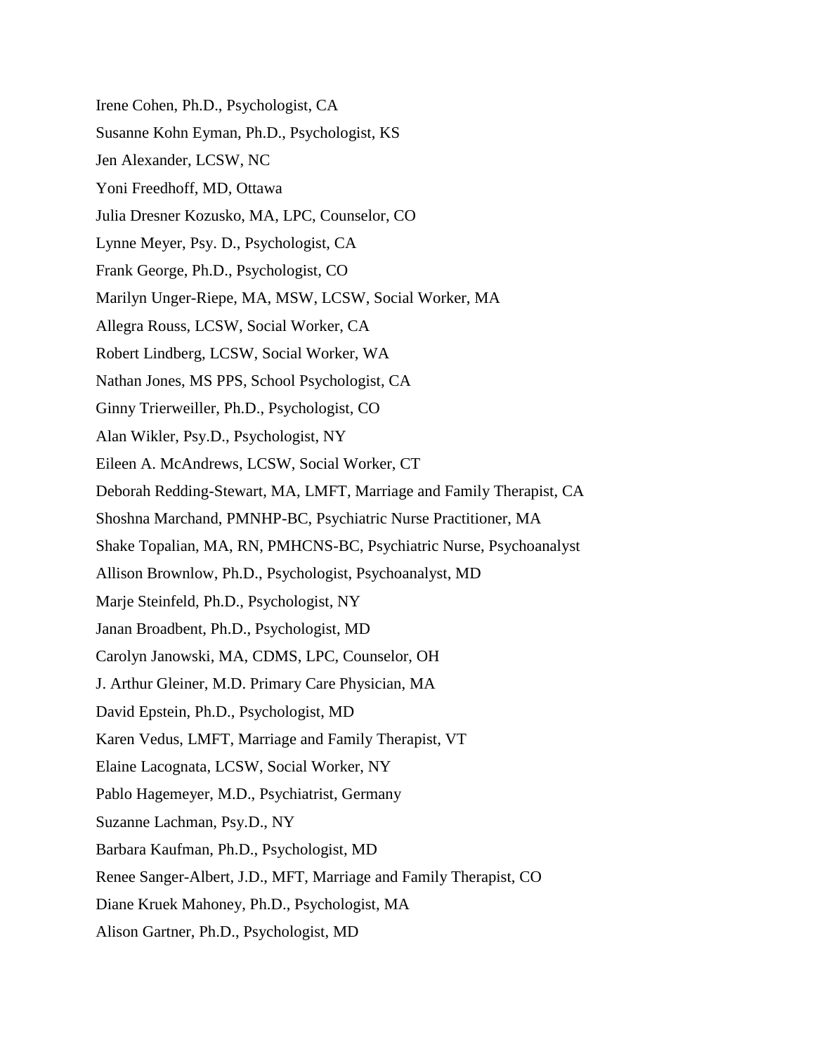Irene Cohen, Ph.D., Psychologist, CA

Susanne Kohn Eyman, Ph.D., Psychologist, KS

Jen Alexander, LCSW, NC

Yoni Freedhoff, MD, Ottawa

Julia Dresner Kozusko, MA, LPC, Counselor, CO

Lynne Meyer, Psy. D., Psychologist, CA

Frank George, Ph.D., Psychologist, CO

Marilyn Unger-Riepe, MA, MSW, LCSW, Social Worker, MA

Allegra Rouss, LCSW, Social Worker, CA

Robert Lindberg, LCSW, Social Worker, WA

Nathan Jones, MS PPS, School Psychologist, CA

Ginny Trierweiller, Ph.D., Psychologist, CO

Alan Wikler, Psy.D., Psychologist, NY

Eileen A. McAndrews, LCSW, Social Worker, CT

Deborah Redding-Stewart, MA, LMFT, Marriage and Family Therapist, CA

Shoshna Marchand, PMNHP-BC, Psychiatric Nurse Practitioner, MA

Shake Topalian, MA, RN, PMHCNS-BC, Psychiatric Nurse, Psychoanalyst

Allison Brownlow, Ph.D., Psychologist, Psychoanalyst, MD

Marje Steinfeld, Ph.D., Psychologist, NY

Janan Broadbent, Ph.D., Psychologist, MD

Carolyn Janowski, MA, CDMS, LPC, Counselor, OH

J. Arthur Gleiner, M.D. Primary Care Physician, MA

David Epstein, Ph.D., Psychologist, MD

Karen Vedus, LMFT, Marriage and Family Therapist, VT

Elaine Lacognata, LCSW, Social Worker, NY

Pablo Hagemeyer, M.D., Psychiatrist, Germany

Suzanne Lachman, Psy.D., NY

Barbara Kaufman, Ph.D., Psychologist, MD

Renee Sanger-Albert, J.D., MFT, Marriage and Family Therapist, CO

Diane Kruek Mahoney, Ph.D., Psychologist, MA

Alison Gartner, Ph.D., Psychologist, MD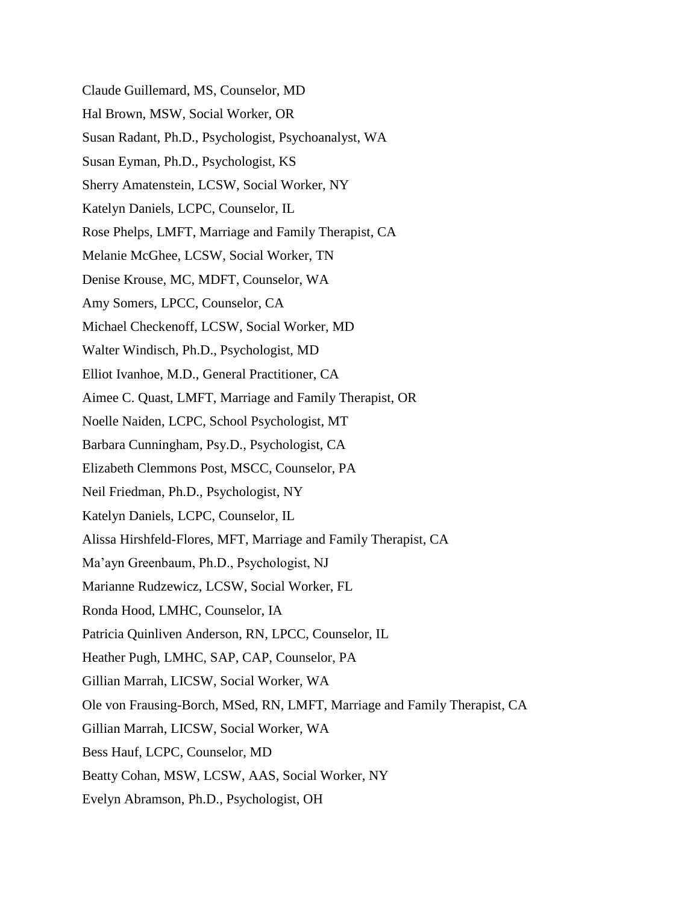Claude Guillemard, MS, Counselor, MD

Hal Brown, MSW, Social Worker, OR

Susan Radant, Ph.D., Psychologist, Psychoanalyst, WA

Susan Eyman, Ph.D., Psychologist, KS

Sherry Amatenstein, LCSW, Social Worker, NY

Katelyn Daniels, LCPC, Counselor, IL

Rose Phelps, LMFT, Marriage and Family Therapist, CA

Melanie McGhee, LCSW, Social Worker, TN

Denise Krouse, MC, MDFT, Counselor, WA

Amy Somers, LPCC, Counselor, CA

Michael Checkenoff, LCSW, Social Worker, MD

Walter Windisch, Ph.D., Psychologist, MD

Elliot Ivanhoe, M.D., General Practitioner, CA

Aimee C. Quast, LMFT, Marriage and Family Therapist, OR

Noelle Naiden, LCPC, School Psychologist, MT

Barbara Cunningham, Psy.D., Psychologist, CA

Elizabeth Clemmons Post, MSCC, Counselor, PA

Neil Friedman, Ph.D., Psychologist, NY

Katelyn Daniels, LCPC, Counselor, IL

Alissa Hirshfeld-Flores, MFT, Marriage and Family Therapist, CA

Ma'ayn Greenbaum, Ph.D., Psychologist, NJ

Marianne Rudzewicz, LCSW, Social Worker, FL

Ronda Hood, LMHC, Counselor, IA

Patricia Quinliven Anderson, RN, LPCC, Counselor, IL

Heather Pugh, LMHC, SAP, CAP, Counselor, PA

Gillian Marrah, LICSW, Social Worker, WA

Ole von Frausing-Borch, MSed, RN, LMFT, Marriage and Family Therapist, CA

Gillian Marrah, LICSW, Social Worker, WA

Bess Hauf, LCPC, Counselor, MD

Beatty Cohan, MSW, LCSW, AAS, Social Worker, NY

Evelyn Abramson, Ph.D., Psychologist, OH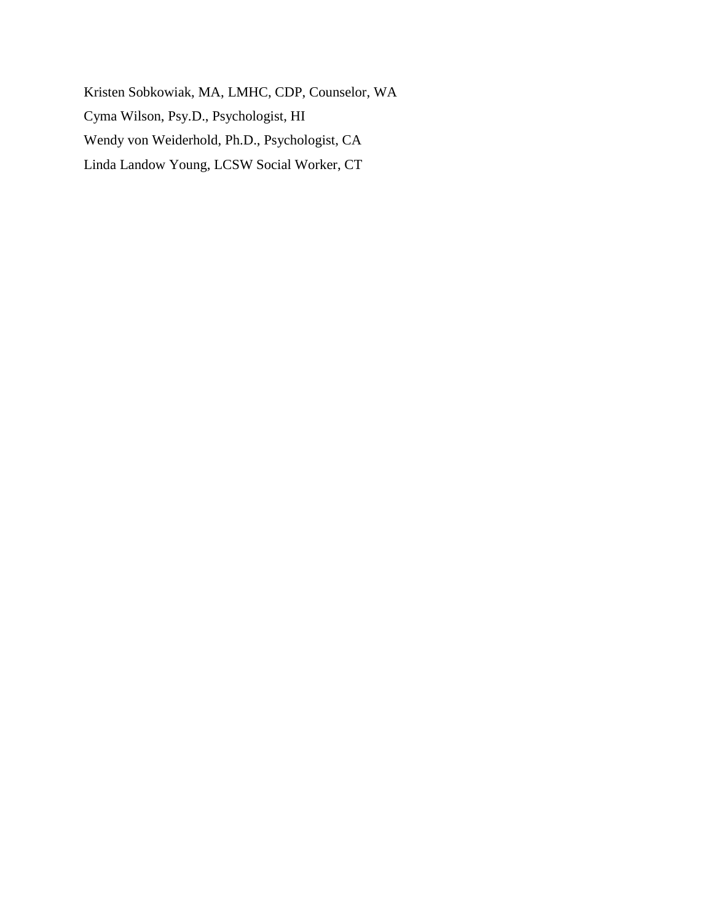Kristen Sobkowiak, MA, LMHC, CDP, Counselor, WA

Cyma Wilson, Psy.D., Psychologist, HI

Wendy von Weiderhold, Ph.D., Psychologist, CA

Linda Landow Young, LCSW Social Worker, CT